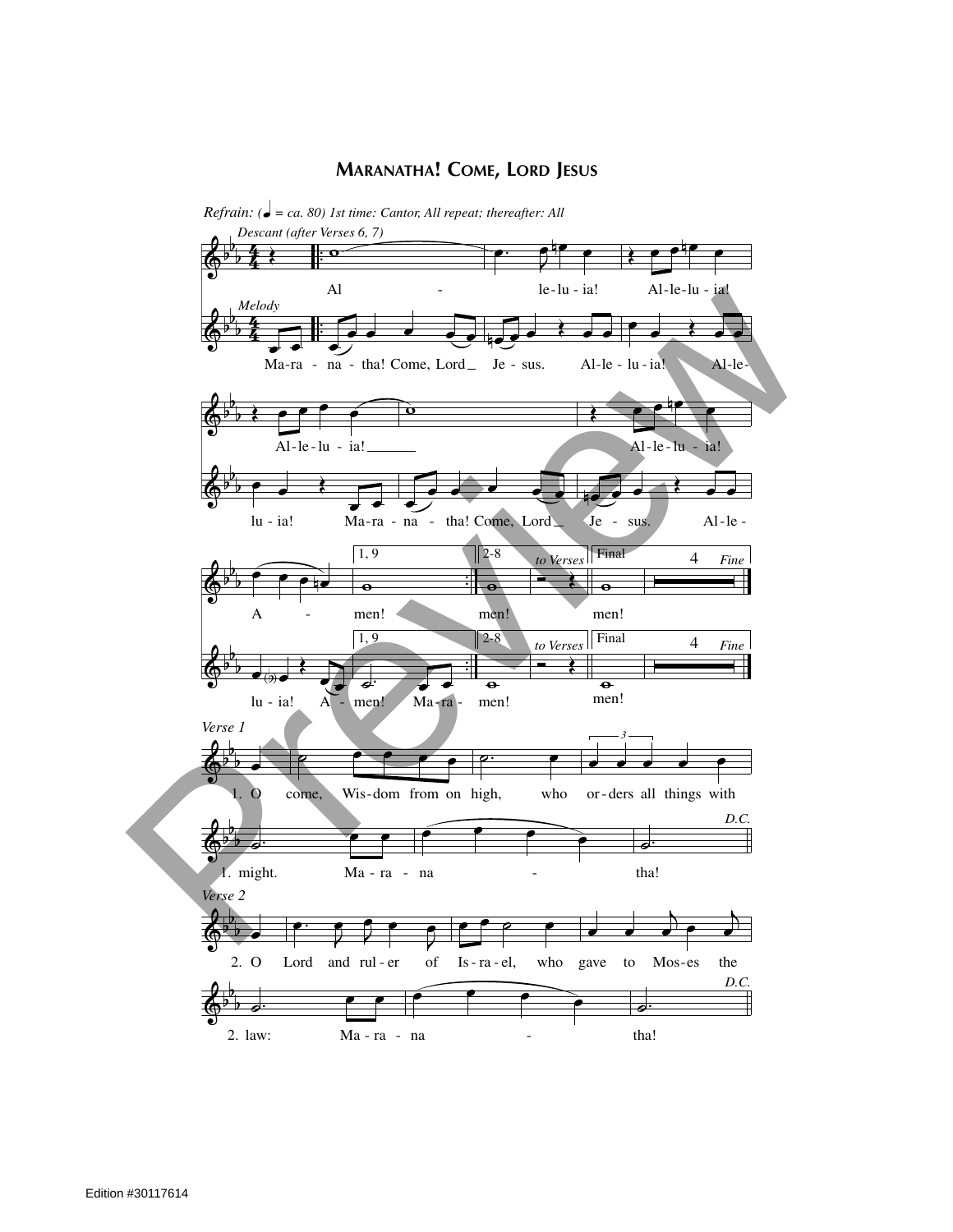# Maranatha! Come, Lord Jesus

*Refrain: (♩ = ca. 80) 1st time: Cantor, All repeat; thereafter: All*

*Descant (after Verses 6, 7)*

Al - le-lu - ia! Al-le-lu - ia!

Al-le-lu - ia! Al-le-lu - ia!

A - men! men! men!

*Melody*

Ma-ra - na - tha! Come, Lord Je - sus. Al-le - lu - ia! Al-le-

lu - ia! Ma-ra - na - tha! Come, Lord Je - sus. Al-le -

lu - ia! A - men! Ma-ra - men! men!

1, 9 | 2-8 *to Verses* | Final | *Fine*

*Verse 1*

1. O come, Wis-dom from on high, who or-ders all things with

1. might. Ma - ra - na - tha! *D.C.*

*Verse 2*

2. O Lord and rul - er of Is - ra - el, who gave to Mos-es the

2. law: Ma - ra - na - tha! *D.C.*

Edition #30117614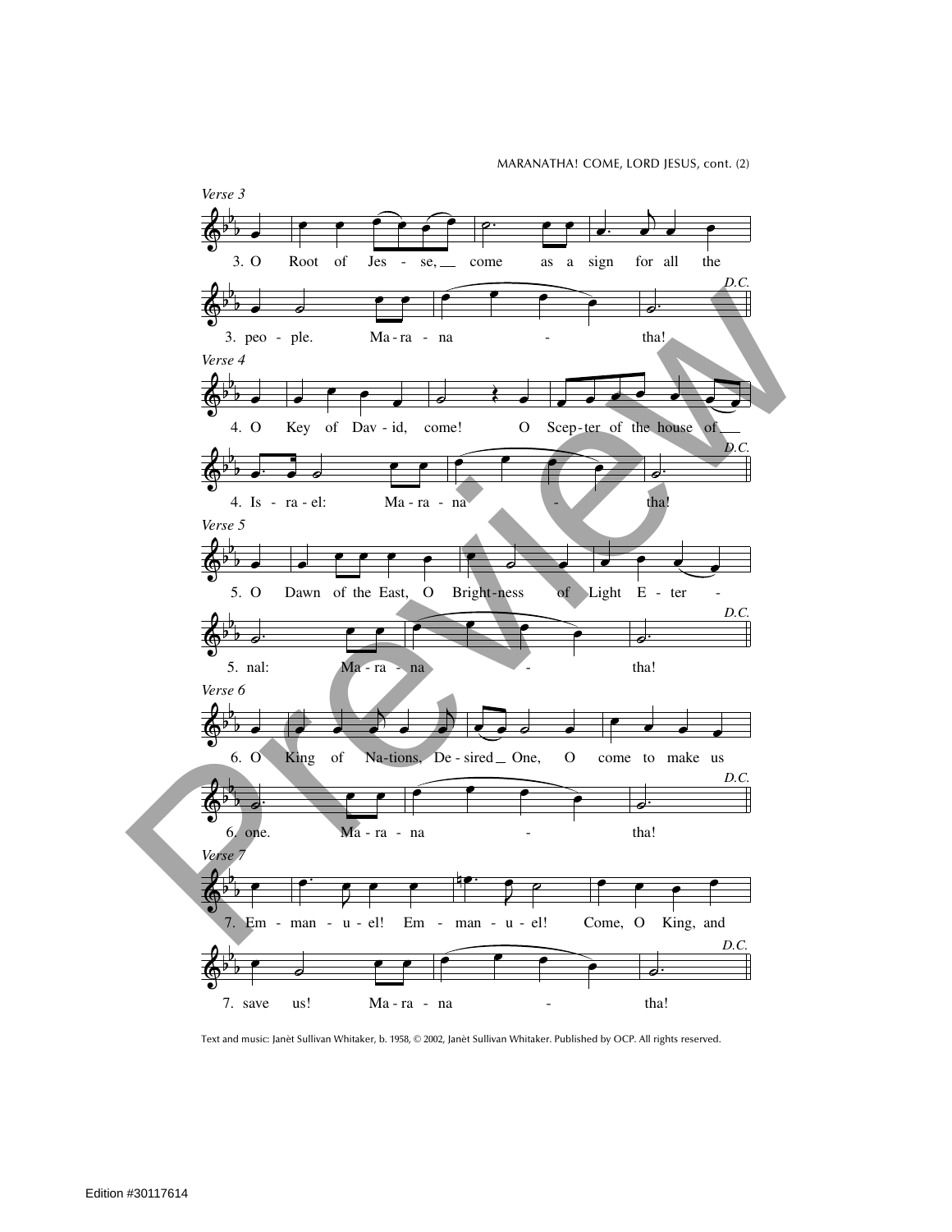MARANATHA! COME, LORD JESUS, cont. (2)

*Verse 3*

3. O Root of Jes - se, come as a sign for all the

3. peo - ple. Ma - ra - na - tha! *D.C.*

*Verse 4*

4. O Key of Dav - id, come! O Scep - ter of the house of

4. Is - ra - el: Ma - ra - na - tha! *D.C.*

*Verse 5*

5. O Dawn of the East, O Bright - ness of Light E - ter -

5. nal: Ma - ra - na - tha! *D.C.*

*Verse 6*

6. O King of Na - tions, De - sired One, O come to make us

6. one. Ma - ra - na - tha! *D.C.*

*Verse 7*

7. Em - man - u - el! Em - man - u - el! Come, O King, and

7. save us! Ma - ra - na - tha! *D.C.*

Text and music: Janèt Sullivan Whitaker, b. 1958, © 2002, Janèt Sullivan Whitaker. Published by OCP. All rights reserved.

Edition #30117614